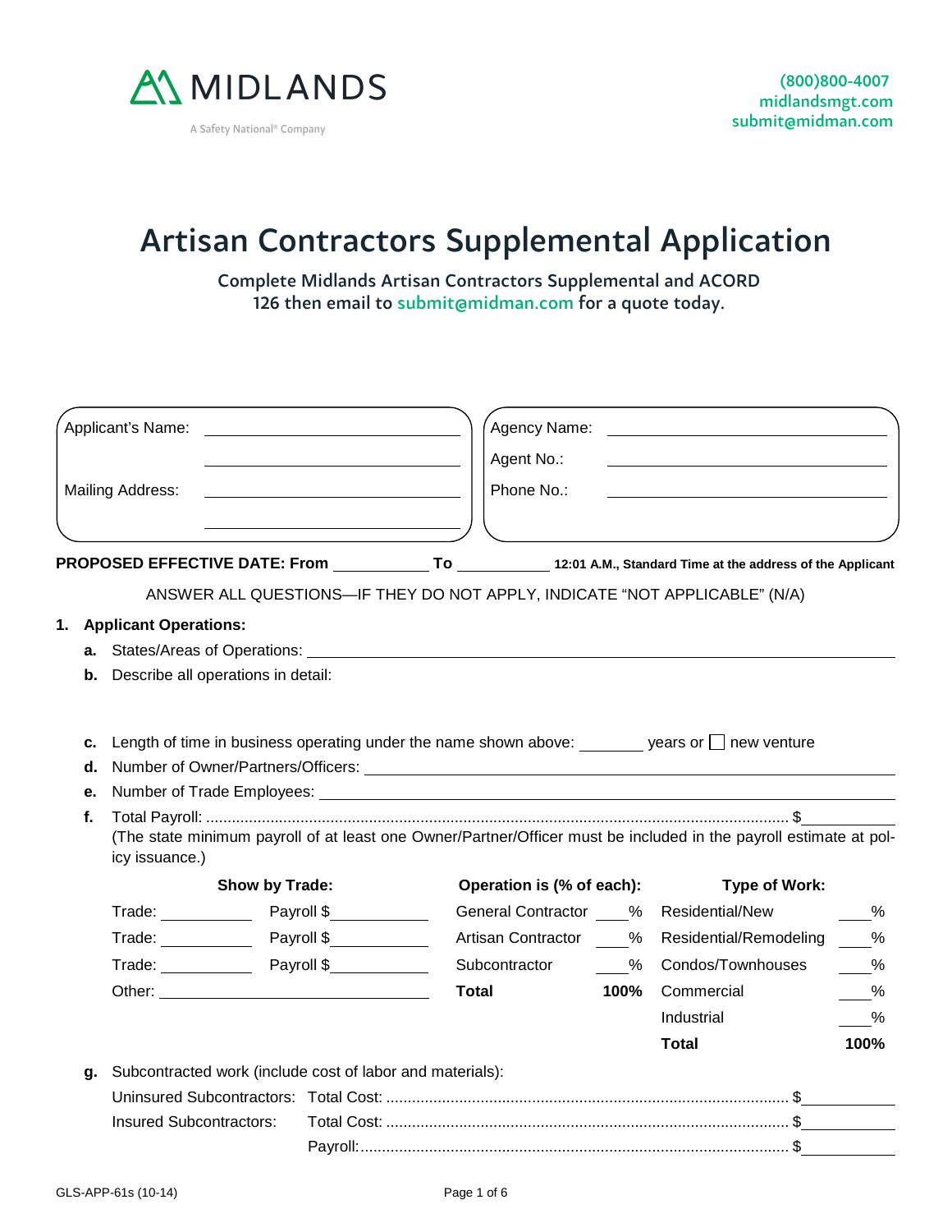MIDLANDS
A Safety National® Company

(800)800-4007
midlandsmgt.com
submit@midman.com

# Artisan Contractors Supplemental Application

Complete Midlands Artisan Contractors Supplemental and ACORD 126 then email to submit@midman.com for a quote today.

| | |
|---|---|
| Applicant's Name: ______________________ | Agency Name: ______________________ |
| ______________________ | Agent No.: ______________________ |
| Mailing Address: ______________________ | Phone No.: ______________________ |
| ______________________ | |

**PROPOSED EFFECTIVE DATE: From** __________ **To** __________ **12:01 A.M., Standard Time at the address of the Applicant**

ANSWER ALL QUESTIONS—IF THEY DO NOT APPLY, INDICATE "NOT APPLICABLE" (N/A)

**1. Applicant Operations:**

**a.** States/Areas of Operations: ______________________

**b.** Describe all operations in detail:

**c.** Length of time in business operating under the name shown above: _______ years or ☐ new venture

**d.** Number of Owner/Partners/Officers: ______________________

**e.** Number of Trade Employees: ______________________

**f.** Total Payroll: ............................................................ $__________
(The state minimum payroll of at least one Owner/Partner/Officer must be included in the payroll estimate at policy issuance.)

| Show by Trade: | | Operation is (% of each): | | Type of Work: | |
|---|---|---|---|---|---|
| Trade: ________ | Payroll $________ | General Contractor | ___% | Residential/New | ___% |
| Trade: ________ | Payroll $________ | Artisan Contractor | ___% | Residential/Remodeling | ___% |
| Trade: ________ | Payroll $________ | Subcontractor | ___% | Condos/Townhouses | ___% |
| Other: ________ | | **Total** | **100%** | Commercial | ___% |
| | | | | Industrial | ___% |
| | | | | **Total** | **100%** |

**g.** Subcontracted work (include cost of labor and materials):

Uninsured Subcontractors: Total Cost: ............................................................ $__________

Insured Subcontractors: Total Cost: ............................................................ $__________

Payroll: ............................................................ $__________

GLS-APP-61s (10-14)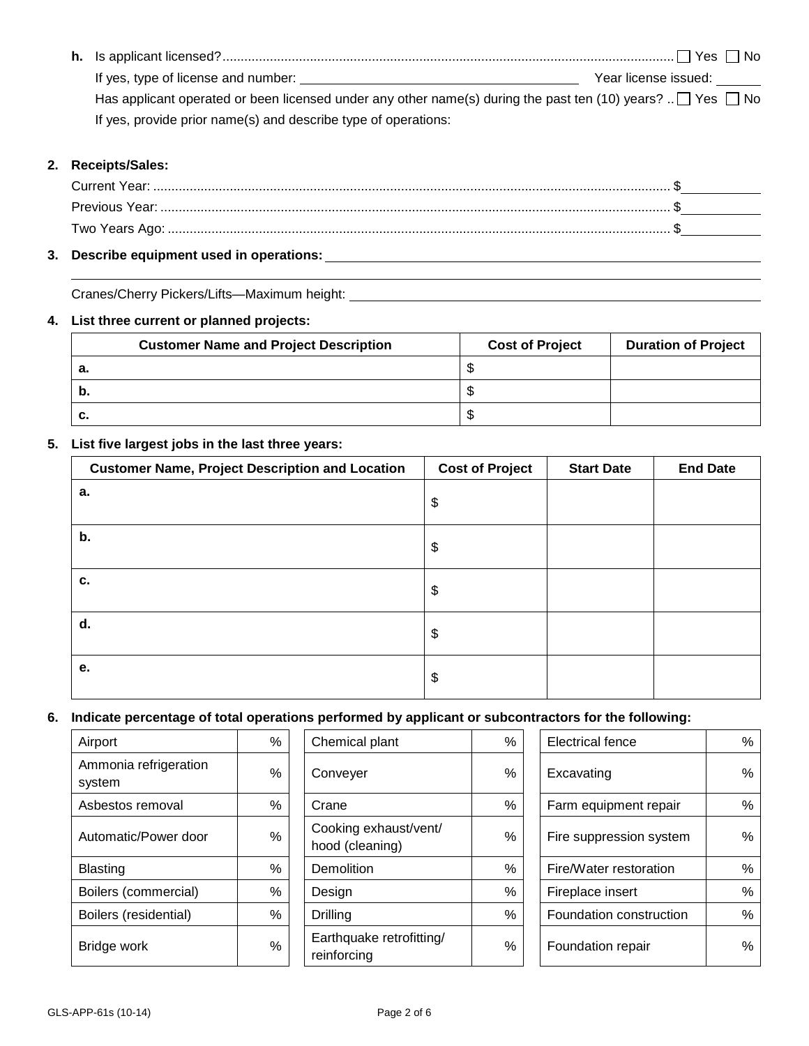**h.** Is applicant licensed? ☐ Yes ☐ No

If yes, type of license and number: ____________________ Year license issued: ______

Has applicant operated or been licensed under any other name(s) during the past ten (10) years? ☐ Yes ☐ No

If yes, provide prior name(s) and describe type of operations:

**2. Receipts/Sales:**

Current Year: $__________

Previous Year: $__________

Two Years Ago: $__________

**3. Describe equipment used in operations:** ____________________

Cranes/Cherry Pickers/Lifts—Maximum height: ____________________

**4. List three current or planned projects:**

| Customer Name and Project Description | Cost of Project | Duration of Project |
|---|---|---|
| **a.** | $ | |
| **b.** | $ | |
| **c.** | $ | |

**5. List five largest jobs in the last three years:**

| Customer Name, Project Description and Location | Cost of Project | Start Date | End Date |
|---|---|---|---|
| **a.** | $ | | |
| **b.** | $ | | |
| **c.** | $ | | |
| **d.** | $ | | |
| **e.** | $ | | |

**6. Indicate percentage of total operations performed by applicant or subcontractors for the following:**

| | | | | | |
|---|---|---|---|---|---|
| Airport | % | Chemical plant | % | Electrical fence | % |
| Ammonia refrigeration system | % | Conveyer | % | Excavating | % |
| Asbestos removal | % | Crane | % | Farm equipment repair | % |
| Automatic/Power door | % | Cooking exhaust/vent/ hood (cleaning) | % | Fire suppression system | % |
| Blasting | % | Demolition | % | Fire/Water restoration | % |
| Boilers (commercial) | % | Design | % | Fireplace insert | % |
| Boilers (residential) | % | Drilling | % | Foundation construction | % |
| Bridge work | % | Earthquake retrofitting/ reinforcing | % | Foundation repair | % |

GLS-APP-61s (10-14)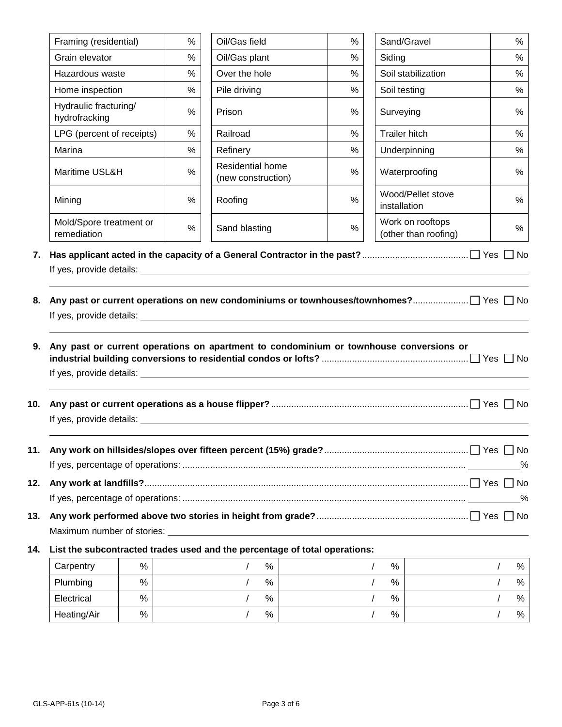| | | | | | | | |
|---|---|---|---|---|---|---|---|
| Framing (residential) | % | | Oil/Gas field | % | | Sand/Gravel | % |
| Grain elevator | % | | Oil/Gas plant | % | | Siding | % |
| Hazardous waste | % | | Over the hole | % | | Soil stabilization | % |
| Home inspection | % | | Pile driving | % | | Soil testing | % |
| Hydraulic fracturing/ hydrofracking | % | | Prison | % | | Surveying | % |
| LPG (percent of receipts) | % | | Railroad | % | | Trailer hitch | % |
| Marina | % | | Refinery | % | | Underpinning | % |
| Maritime USL&H | % | | Residential home (new construction) | % | | Waterproofing | % |
| Mining | % | | Roofing | % | | Wood/Pellet stove installation | % |
| Mold/Spore treatment or remediation | % | | Sand blasting | % | | Work on rooftops (other than roofing) | % |

**7. Has applicant acted in the capacity of a General Contractor in the past?** .......................................... ☐ Yes ☐ No

If yes, provide details: ______________________________________________

**8. Any past or current operations on new condominiums or townhouses/townhomes?** ...................... ☐ Yes ☐ No

If yes, provide details: ______________________________________________

**9. Any past or current operations on apartment to condominium or townhouse conversions or industrial building conversions to residential condos or lofts?** ......................................................... ☐ Yes ☐ No

If yes, provide details: ______________________________________________

**10. Any past or current operations as a house flipper?** ............................................................................. ☐ Yes ☐ No

If yes, provide details: ______________________________________________

**11. Any work on hillsides/slopes over fifteen percent (15%) grade?** ........................................................ ☐ Yes ☐ No

If yes, percentage of operations: ............................................................................................................... ________%

**12. Any work at landfills?** ............................................................................................................................. ☐ Yes ☐ No

If yes, percentage of operations: ............................................................................................................... ________%

**13. Any work performed above two stories in height from grade?** ........................................................... ☐ Yes ☐ No

Maximum number of stories: ______________________________________________

**14. List the subcontracted trades used and the percentage of total operations:**

| | | | | | | | | | | | |
|---|---|---|---|---|---|---|---|---|---|---|---|
| Carpentry | % | | / | % | | / | % | | / | % |
| Plumbing | % | | / | % | | / | % | | / | % |
| Electrical | % | | / | % | | / | % | | / | % |
| Heating/Air | % | | / | % | | / | % | | / | % |

GLS-APP-61s (10-14)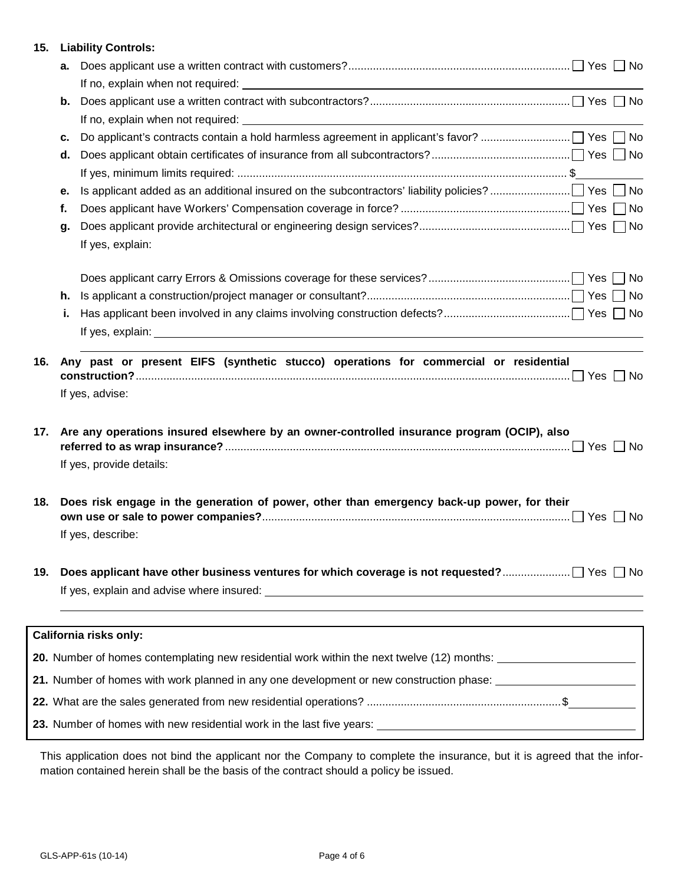**15. Liability Controls:**

a. Does applicant use a written contract with customers? ☐ Yes ☐ No

If no, explain when not required: ______

b. Does applicant use a written contract with subcontractors? ☐ Yes ☐ No

If no, explain when not required: ______

c. Do applicant's contracts contain a hold harmless agreement in applicant's favor? ☐ Yes ☐ No

d. Does applicant obtain certificates of insurance from all subcontractors? ☐ Yes ☐ No

If yes, minimum limits required: $______

e. Is applicant added as an additional insured on the subcontractors' liability policies? ☐ Yes ☐ No

f. Does applicant have Workers' Compensation coverage in force? ☐ Yes ☐ No

g. Does applicant provide architectural or engineering design services? ☐ Yes ☐ No

If yes, explain:

Does applicant carry Errors & Omissions coverage for these services? ☐ Yes ☐ No

h. Is applicant a construction/project manager or consultant? ☐ Yes ☐ No

i. Has applicant been involved in any claims involving construction defects? ☐ Yes ☐ No

If yes, explain: ______

**16. Any past or present EIFS (synthetic stucco) operations for commercial or residential construction?** ☐ Yes ☐ No

If yes, advise:

**17. Are any operations insured elsewhere by an owner-controlled insurance program (OCIP), also referred to as wrap insurance?** ☐ Yes ☐ No

If yes, provide details:

**18. Does risk engage in the generation of power, other than emergency back-up power, for their own use or sale to power companies?** ☐ Yes ☐ No

If yes, describe:

**19. Does applicant have other business ventures for which coverage is not requested?** ☐ Yes ☐ No

If yes, explain and advise where insured: ______

**California risks only:**

**20.** Number of homes contemplating new residential work within the next twelve (12) months: ______

**21.** Number of homes with work planned in any one development or new construction phase: ______

**22.** What are the sales generated from new residential operations? $______

**23.** Number of homes with new residential work in the last five years: ______

This application does not bind the applicant nor the Company to complete the insurance, but it is agreed that the information contained herein shall be the basis of the contract should a policy be issued.

GLS-APP-61s (10-14)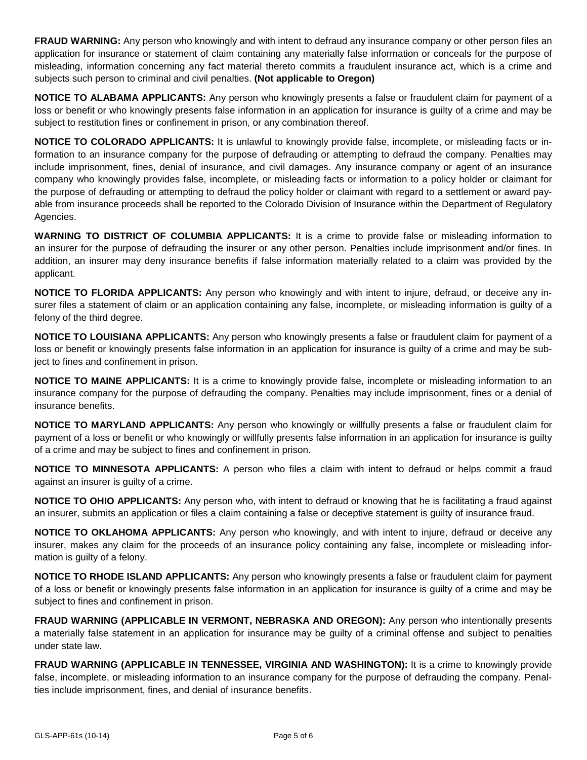**FRAUD WARNING:** Any person who knowingly and with intent to defraud any insurance company or other person files an application for insurance or statement of claim containing any materially false information or conceals for the purpose of misleading, information concerning any fact material thereto commits a fraudulent insurance act, which is a crime and subjects such person to criminal and civil penalties. **(Not applicable to Oregon)**

**NOTICE TO ALABAMA APPLICANTS:** Any person who knowingly presents a false or fraudulent claim for payment of a loss or benefit or who knowingly presents false information in an application for insurance is guilty of a crime and may be subject to restitution fines or confinement in prison, or any combination thereof.

**NOTICE TO COLORADO APPLICANTS:** It is unlawful to knowingly provide false, incomplete, or misleading facts or information to an insurance company for the purpose of defrauding or attempting to defraud the company. Penalties may include imprisonment, fines, denial of insurance, and civil damages. Any insurance company or agent of an insurance company who knowingly provides false, incomplete, or misleading facts or information to a policy holder or claimant for the purpose of defrauding or attempting to defraud the policy holder or claimant with regard to a settlement or award payable from insurance proceeds shall be reported to the Colorado Division of Insurance within the Department of Regulatory Agencies.

**WARNING TO DISTRICT OF COLUMBIA APPLICANTS:** It is a crime to provide false or misleading information to an insurer for the purpose of defrauding the insurer or any other person. Penalties include imprisonment and/or fines. In addition, an insurer may deny insurance benefits if false information materially related to a claim was provided by the applicant.

**NOTICE TO FLORIDA APPLICANTS:** Any person who knowingly and with intent to injure, defraud, or deceive any insurer files a statement of claim or an application containing any false, incomplete, or misleading information is guilty of a felony of the third degree.

**NOTICE TO LOUISIANA APPLICANTS:** Any person who knowingly presents a false or fraudulent claim for payment of a loss or benefit or knowingly presents false information in an application for insurance is guilty of a crime and may be subject to fines and confinement in prison.

**NOTICE TO MAINE APPLICANTS:** It is a crime to knowingly provide false, incomplete or misleading information to an insurance company for the purpose of defrauding the company. Penalties may include imprisonment, fines or a denial of insurance benefits.

**NOTICE TO MARYLAND APPLICANTS:** Any person who knowingly or willfully presents a false or fraudulent claim for payment of a loss or benefit or who knowingly or willfully presents false information in an application for insurance is guilty of a crime and may be subject to fines and confinement in prison.

**NOTICE TO MINNESOTA APPLICANTS:** A person who files a claim with intent to defraud or helps commit a fraud against an insurer is guilty of a crime.

**NOTICE TO OHIO APPLICANTS:** Any person who, with intent to defraud or knowing that he is facilitating a fraud against an insurer, submits an application or files a claim containing a false or deceptive statement is guilty of insurance fraud.

**NOTICE TO OKLAHOMA APPLICANTS:** Any person who knowingly, and with intent to injure, defraud or deceive any insurer, makes any claim for the proceeds of an insurance policy containing any false, incomplete or misleading information is guilty of a felony.

**NOTICE TO RHODE ISLAND APPLICANTS:** Any person who knowingly presents a false or fraudulent claim for payment of a loss or benefit or knowingly presents false information in an application for insurance is guilty of a crime and may be subject to fines and confinement in prison.

**FRAUD WARNING (APPLICABLE IN VERMONT, NEBRASKA AND OREGON):** Any person who intentionally presents a materially false statement in an application for insurance may be guilty of a criminal offense and subject to penalties under state law.

**FRAUD WARNING (APPLICABLE IN TENNESSEE, VIRGINIA AND WASHINGTON):** It is a crime to knowingly provide false, incomplete, or misleading information to an insurance company for the purpose of defrauding the company. Penalties include imprisonment, fines, and denial of insurance benefits.

GLS-APP-61s (10-14)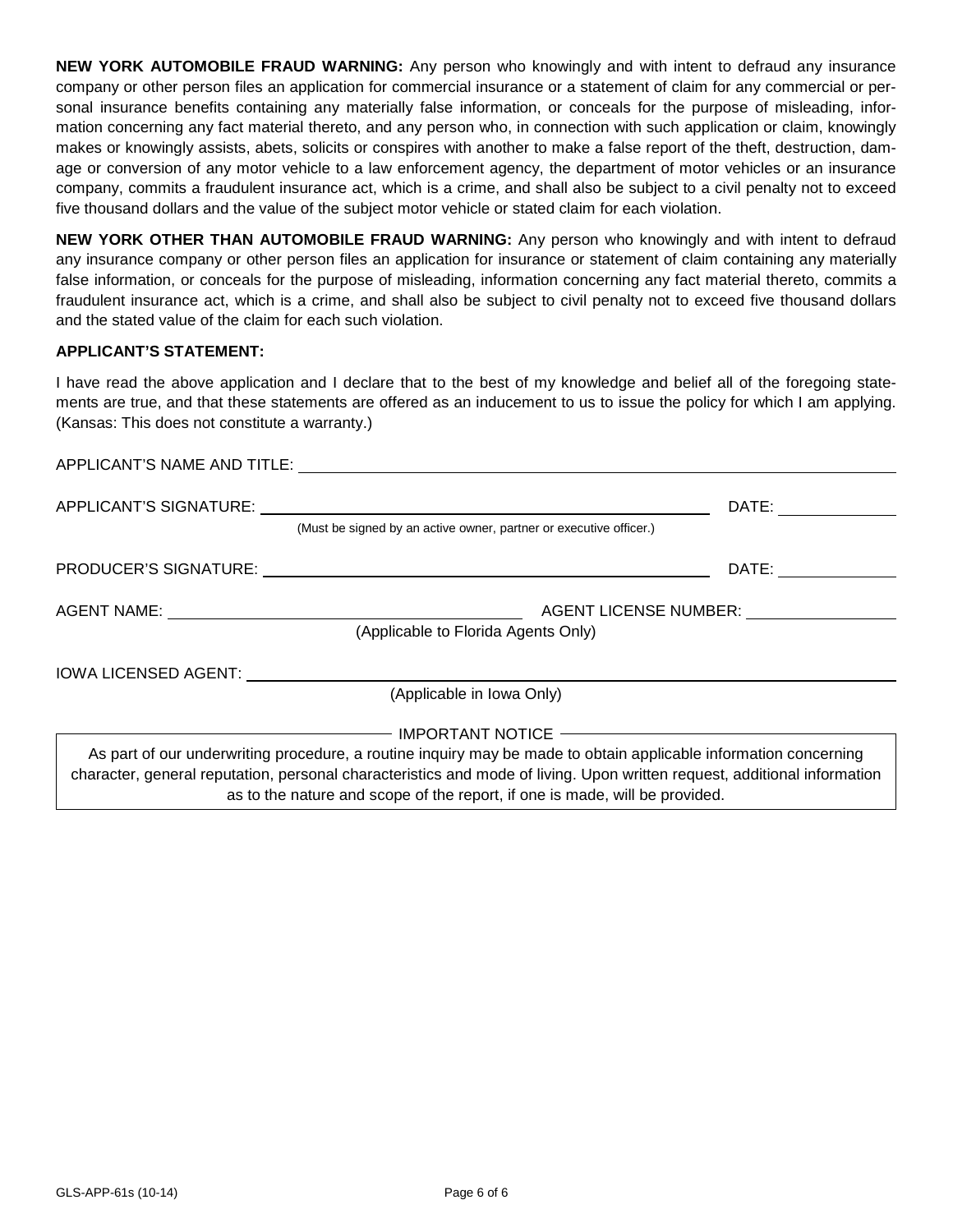**NEW YORK AUTOMOBILE FRAUD WARNING:** Any person who knowingly and with intent to defraud any insurance company or other person files an application for commercial insurance or a statement of claim for any commercial or personal insurance benefits containing any materially false information, or conceals for the purpose of misleading, information concerning any fact material thereto, and any person who, in connection with such application or claim, knowingly makes or knowingly assists, abets, solicits or conspires with another to make a false report of the theft, destruction, damage or conversion of any motor vehicle to a law enforcement agency, the department of motor vehicles or an insurance company, commits a fraudulent insurance act, which is a crime, and shall also be subject to a civil penalty not to exceed five thousand dollars and the value of the subject motor vehicle or stated claim for each violation.

**NEW YORK OTHER THAN AUTOMOBILE FRAUD WARNING:** Any person who knowingly and with intent to defraud any insurance company or other person files an application for insurance or statement of claim containing any materially false information, or conceals for the purpose of misleading, information concerning any fact material thereto, commits a fraudulent insurance act, which is a crime, and shall also be subject to civil penalty not to exceed five thousand dollars and the stated value of the claim for each such violation.

**APPLICANT'S STATEMENT:**

I have read the above application and I declare that to the best of my knowledge and belief all of the foregoing statements are true, and that these statements are offered as an inducement to us to issue the policy for which I am applying. (Kansas: This does not constitute a warranty.)

APPLICANT'S NAME AND TITLE: ______________________________

APPLICANT'S SIGNATURE: ______________________________ DATE: __________

(Must be signed by an active owner, partner or executive officer.)

PRODUCER'S SIGNATURE: ______________________________ DATE: __________

AGENT NAME: ______________________________ AGENT LICENSE NUMBER: __________

(Applicable to Florida Agents Only)

IOWA LICENSED AGENT: ______________________________

(Applicable in Iowa Only)

**IMPORTANT NOTICE**

As part of our underwriting procedure, a routine inquiry may be made to obtain applicable information concerning character, general reputation, personal characteristics and mode of living. Upon written request, additional information as to the nature and scope of the report, if one is made, will be provided.

GLS-APP-61s (10-14)